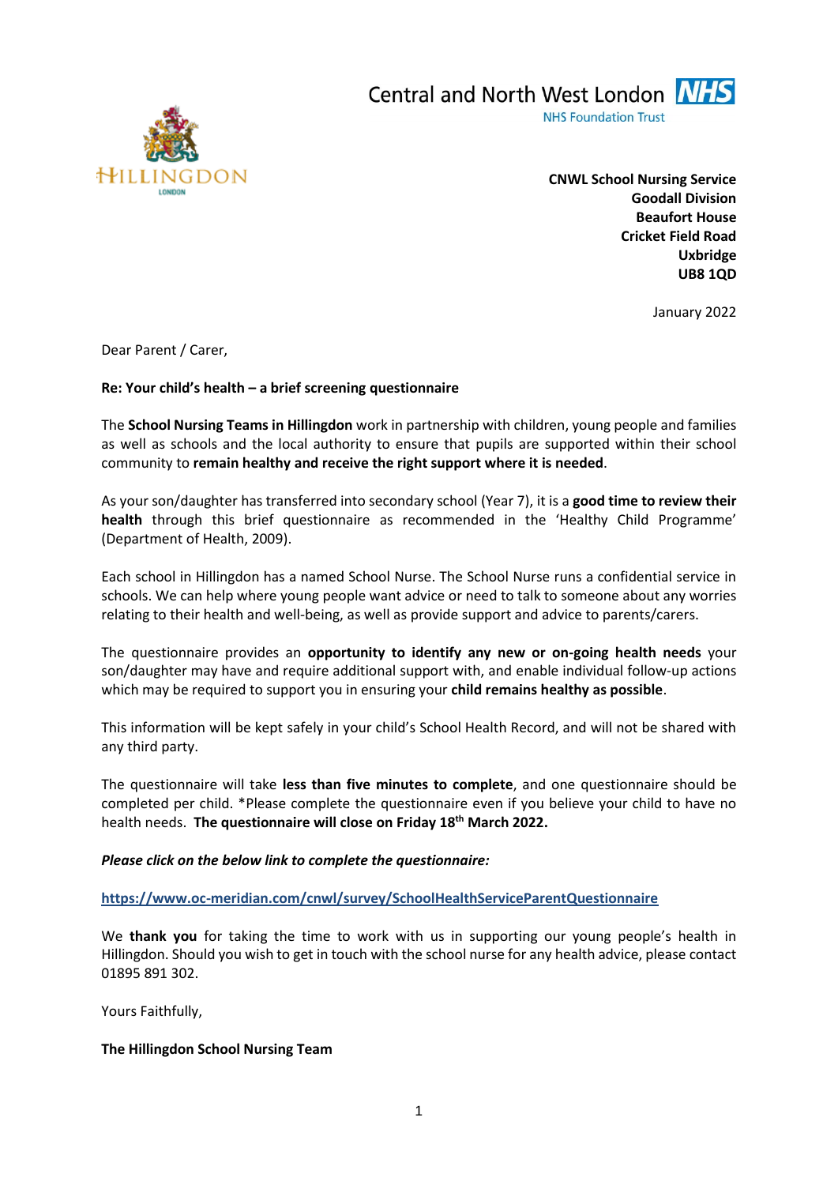Central and North West London NHS
NHS Foundation Trust

HILLINGDON
LONDON

**CNWL School Nursing Service**
**Goodall Division**
**Beaufort House**
**Cricket Field Road**
**Uxbridge**
**UB8 1QD**

January 2022

Dear Parent / Carer,

**Re: Your child's health – a brief screening questionnaire**

The **School Nursing Teams in Hillingdon** work in partnership with children, young people and families as well as schools and the local authority to ensure that pupils are supported within their school community to **remain healthy and receive the right support where it is needed**.

As your son/daughter has transferred into secondary school (Year 7), it is a **good time to review their health** through this brief questionnaire as recommended in the 'Healthy Child Programme' (Department of Health, 2009).

Each school in Hillingdon has a named School Nurse. The School Nurse runs a confidential service in schools. We can help where young people want advice or need to talk to someone about any worries relating to their health and well-being, as well as provide support and advice to parents/carers.

The questionnaire provides an **opportunity to identify any new or on-going health needs** your son/daughter may have and require additional support with, and enable individual follow-up actions which may be required to support you in ensuring your **child remains healthy as possible**.

This information will be kept safely in your child's School Health Record, and will not be shared with any third party.

The questionnaire will take **less than five minutes to complete**, and one questionnaire should be completed per child. *Please complete the questionnaire even if you believe your child to have no health needs. **The questionnaire will close on Friday 18th March 2022.**

***Please click on the below link to complete the questionnaire:***

https://www.oc-meridian.com/cnwl/survey/SchoolHealthServiceParentQuestionnaire

We **thank you** for taking the time to work with us in supporting our young people's health in Hillingdon. Should you wish to get in touch with the school nurse for any health advice, please contact 01895 891 302.

Yours Faithfully,

**The Hillingdon School Nursing Team**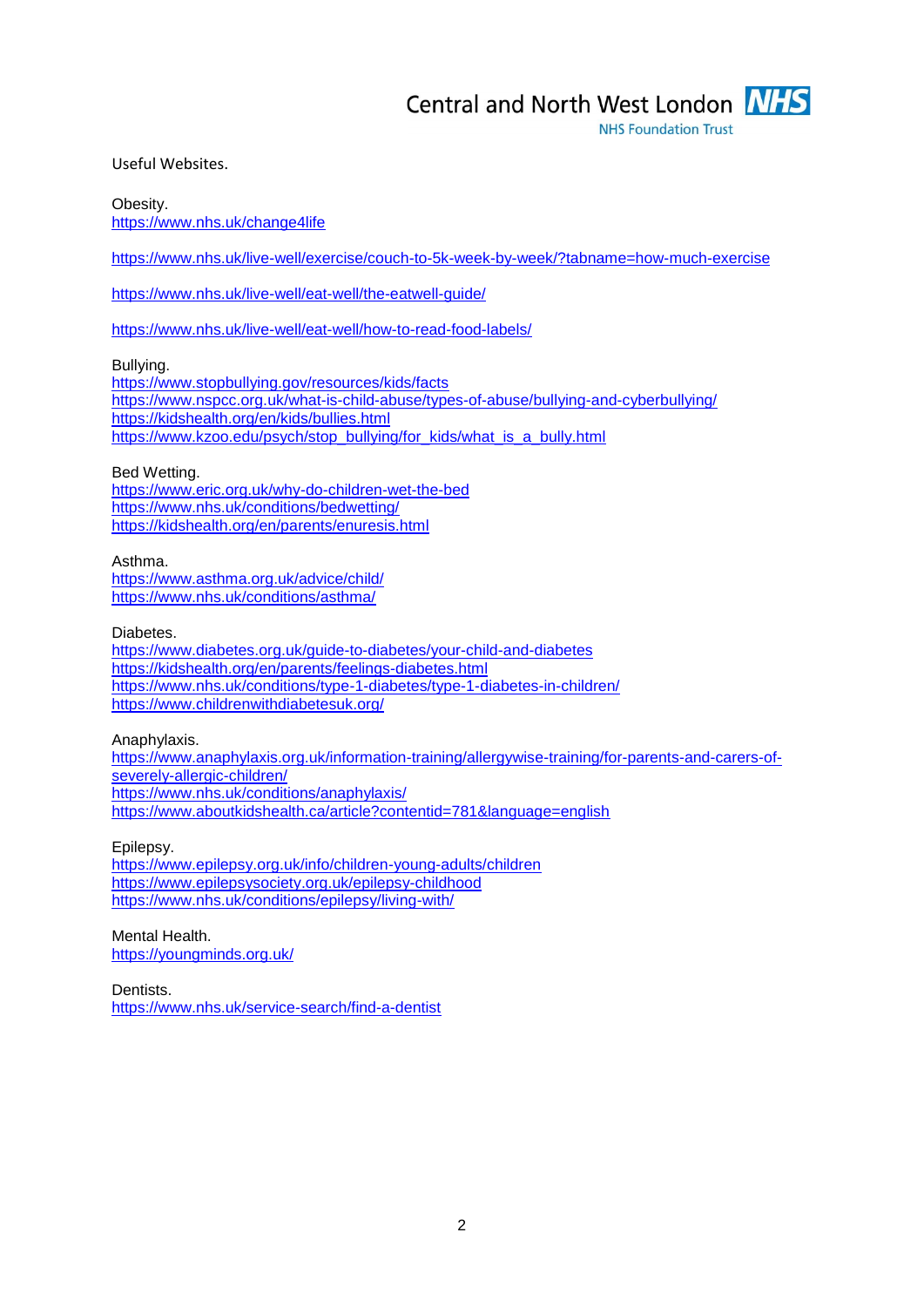Useful Websites.

Obesity.
https://www.nhs.uk/change4life

https://www.nhs.uk/live-well/exercise/couch-to-5k-week-by-week/?tabname=how-much-exercise

https://www.nhs.uk/live-well/eat-well/the-eatwell-guide/

https://www.nhs.uk/live-well/eat-well/how-to-read-food-labels/

Bullying.
https://www.stopbullying.gov/resources/kids/facts
https://www.nspcc.org.uk/what-is-child-abuse/types-of-abuse/bullying-and-cyberbullying/
https://kidshealth.org/en/kids/bullies.html
https://www.kzoo.edu/psych/stop_bullying/for_kids/what_is_a_bully.html

Bed Wetting.
https://www.eric.org.uk/why-do-children-wet-the-bed
https://www.nhs.uk/conditions/bedwetting/
https://kidshealth.org/en/parents/enuresis.html

Asthma.
https://www.asthma.org.uk/advice/child/
https://www.nhs.uk/conditions/asthma/

Diabetes.
https://www.diabetes.org.uk/guide-to-diabetes/your-child-and-diabetes
https://kidshealth.org/en/parents/feelings-diabetes.html
https://www.nhs.uk/conditions/type-1-diabetes/type-1-diabetes-in-children/
https://www.childrenwithdiabetesuk.org/

Anaphylaxis.
https://www.anaphylaxis.org.uk/information-training/allergywise-training/for-parents-and-carers-of-severely-allergic-children/
https://www.nhs.uk/conditions/anaphylaxis/
https://www.aboutkidshealth.ca/article?contentid=781&language=english

Epilepsy.
https://www.epilepsy.org.uk/info/children-young-adults/children
https://www.epilepsysociety.org.uk/epilepsy-childhood
https://www.nhs.uk/conditions/epilepsy/living-with/

Mental Health.
https://youngminds.org.uk/

Dentists.
https://www.nhs.uk/service-search/find-a-dentist